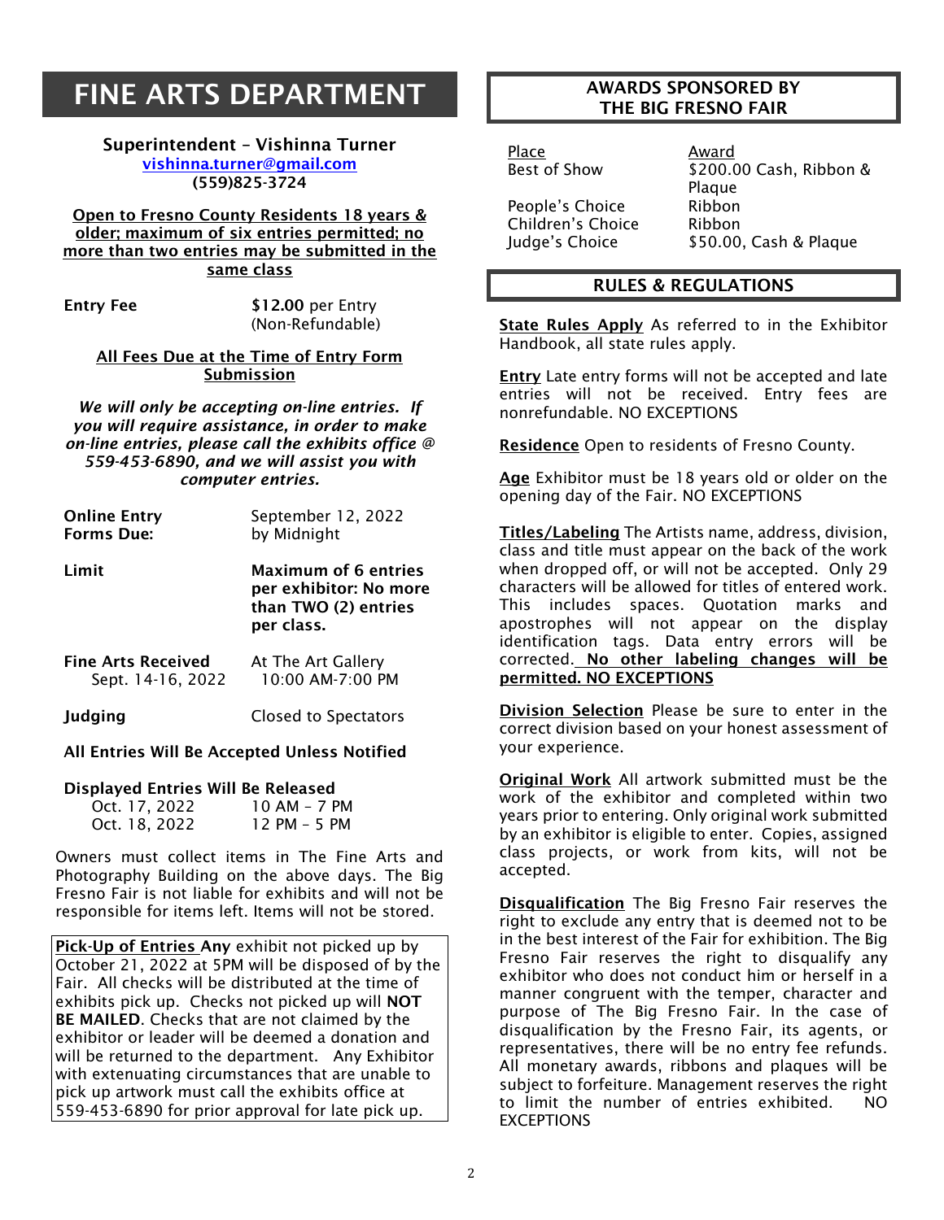# FINE ARTS DEPARTMENT

**Superintendent – Vishinna Turner**
vishinna.turner@gmail.com
**(559)825-3724**

**Open to Fresno County Residents 18 years & older; maximum of six entries permitted; no more than two entries may be submitted in the same class**

| | |
|---|---|
| **Entry Fee** | **$12.00** per Entry (Non-Refundable) |

**All Fees Due at the Time of Entry Form Submission**

***We will only be accepting on-line entries. If you will require assistance, in order to make on-line entries, please call the exhibits office @ 559-453-6890, and we will assist you with computer entries.***

| | |
|---|---|
| **Online Entry Forms Due:** | September 12, 2022 by Midnight |
| **Limit** | **Maximum of 6 entries per exhibitor: No more than TWO (2) entries per class.** |
| **Fine Arts Received** Sept. 14-16, 2022 | At The Art Gallery 10:00 AM-7:00 PM |
| **Judging** | Closed to Spectators |

**All Entries Will Be Accepted Unless Notified**

**Displayed Entries Will Be Released**

| | |
|---|---|
| Oct. 17, 2022 | 10 AM – 7 PM |
| Oct. 18, 2022 | 12 PM – 5 PM |

Owners must collect items in The Fine Arts and Photography Building on the above days. The Big Fresno Fair is not liable for exhibits and will not be responsible for items left. Items will not be stored.

**Pick-Up of Entries Any** exhibit not picked up by October 21, 2022 at 5PM will be disposed of by the Fair. All checks will be distributed at the time of exhibits pick up. Checks not picked up will **NOT BE MAILED**. Checks that are not claimed by the exhibitor or leader will be deemed a donation and will be returned to the department. Any Exhibitor with extenuating circumstances that are unable to pick up artwork must call the exhibits office at 559-453-6890 for prior approval for late pick up.

## AWARDS SPONSORED BY THE BIG FRESNO FAIR

| Place | Award |
|---|---|
| Best of Show | $200.00 Cash, Ribbon & Plaque |
| People's Choice | Ribbon |
| Children's Choice | Ribbon |
| Judge's Choice | $50.00, Cash & Plaque |

## RULES & REGULATIONS

**State Rules Apply** As referred to in the Exhibitor Handbook, all state rules apply.

**Entry** Late entry forms will not be accepted and late entries will not be received. Entry fees are nonrefundable. NO EXCEPTIONS

**Residence** Open to residents of Fresno County.

**Age** Exhibitor must be 18 years old or older on the opening day of the Fair. NO EXCEPTIONS

**Titles/Labeling** The Artists name, address, division, class and title must appear on the back of the work when dropped off, or will not be accepted. Only 29 characters will be allowed for titles of entered work. This includes spaces. Quotation marks and apostrophes will not appear on the display identification tags. Data entry errors will be corrected. **No other labeling changes will be permitted. NO EXCEPTIONS**

**Division Selection** Please be sure to enter in the correct division based on your honest assessment of your experience.

**Original Work** All artwork submitted must be the work of the exhibitor and completed within two years prior to entering. Only original work submitted by an exhibitor is eligible to enter. Copies, assigned class projects, or work from kits, will not be accepted.

**Disqualification** The Big Fresno Fair reserves the right to exclude any entry that is deemed not to be in the best interest of the Fair for exhibition. The Big Fresno Fair reserves the right to disqualify any exhibitor who does not conduct him or herself in a manner congruent with the temper, character and purpose of The Big Fresno Fair. In the case of disqualification by the Fresno Fair, its agents, or representatives, there will be no entry fee refunds. All monetary awards, ribbons and plaques will be subject to forfeiture. Management reserves the right to limit the number of entries exhibited. NO EXCEPTIONS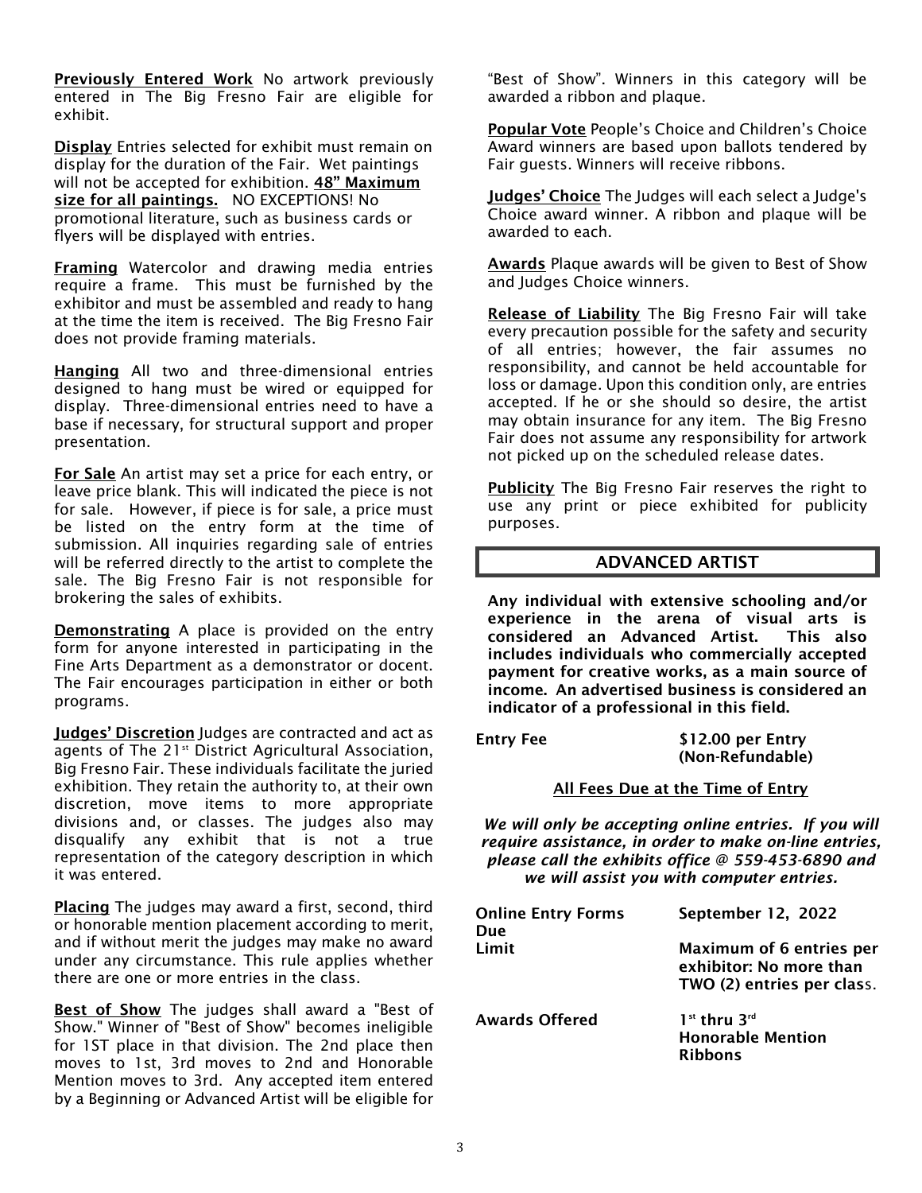**Previously Entered Work** No artwork previously entered in The Big Fresno Fair are eligible for exhibit.

**Display** Entries selected for exhibit must remain on display for the duration of the Fair. Wet paintings will not be accepted for exhibition. **48" Maximum size for all paintings.** NO EXCEPTIONS! No promotional literature, such as business cards or flyers will be displayed with entries.

**Framing** Watercolor and drawing media entries require a frame. This must be furnished by the exhibitor and must be assembled and ready to hang at the time the item is received. The Big Fresno Fair does not provide framing materials.

**Hanging** All two and three-dimensional entries designed to hang must be wired or equipped for display. Three-dimensional entries need to have a base if necessary, for structural support and proper presentation.

**For Sale** An artist may set a price for each entry, or leave price blank. This will indicated the piece is not for sale. However, if piece is for sale, a price must be listed on the entry form at the time of submission. All inquiries regarding sale of entries will be referred directly to the artist to complete the sale. The Big Fresno Fair is not responsible for brokering the sales of exhibits.

**Demonstrating** A place is provided on the entry form for anyone interested in participating in the Fine Arts Department as a demonstrator or docent. The Fair encourages participation in either or both programs.

**Judges' Discretion** Judges are contracted and act as agents of The 21st District Agricultural Association, Big Fresno Fair. These individuals facilitate the juried exhibition. They retain the authority to, at their own discretion, move items to more appropriate divisions and, or classes. The judges also may disqualify any exhibit that is not a true representation of the category description in which it was entered.

**Placing** The judges may award a first, second, third or honorable mention placement according to merit, and if without merit the judges may make no award under any circumstance. This rule applies whether there are one or more entries in the class.

**Best of Show** The judges shall award a "Best of Show." Winner of "Best of Show" becomes ineligible for 1ST place in that division. The 2nd place then moves to 1st, 3rd moves to 2nd and Honorable Mention moves to 3rd. Any accepted item entered by a Beginning or Advanced Artist will be eligible for "Best of Show". Winners in this category will be awarded a ribbon and plaque.

**Popular Vote** People's Choice and Children's Choice Award winners are based upon ballots tendered by Fair guests. Winners will receive ribbons.

**Judges' Choice** The Judges will each select a Judge's Choice award winner. A ribbon and plaque will be awarded to each.

**Awards** Plaque awards will be given to Best of Show and Judges Choice winners.

**Release of Liability** The Big Fresno Fair will take every precaution possible for the safety and security of all entries; however, the fair assumes no responsibility, and cannot be held accountable for loss or damage. Upon this condition only, are entries accepted. If he or she should so desire, the artist may obtain insurance for any item. The Big Fresno Fair does not assume any responsibility for artwork not picked up on the scheduled release dates.

**Publicity** The Big Fresno Fair reserves the right to use any print or piece exhibited for publicity purposes.

## ADVANCED ARTIST

**Any individual with extensive schooling and/or experience in the arena of visual arts is considered an Advanced Artist. This also includes individuals who commercially accepted payment for creative works, as a main source of income. An advertised business is considered an indicator of a professional in this field.**

**Entry Fee** **$12.00 per Entry (Non-Refundable)**

**All Fees Due at the Time of Entry**

***We will only be accepting online entries. If you will require assistance, in order to make on-line entries, please call the exhibits office @ 559-453-6890 and we will assist you with computer entries.***

| | |
|---|---|
| **Online Entry Forms Due** | **September 12, 2022** |
| **Limit** | **Maximum of 6 entries per exhibitor: No more than TWO (2) entries per class.** |
| **Awards Offered** | **1st thru 3rd Honorable Mention Ribbons** |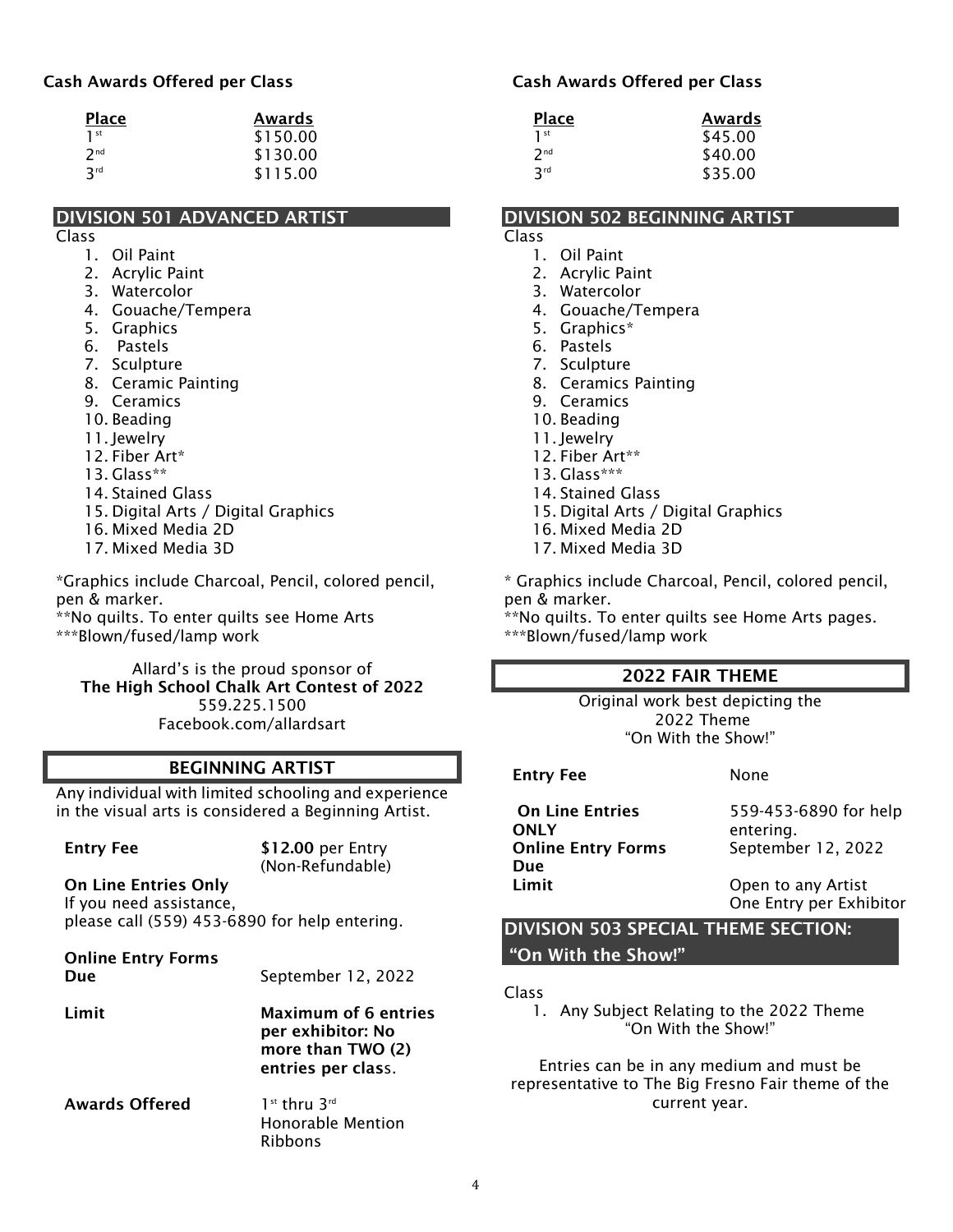**Cash Awards Offered per Class**

| Place | Awards |
|---|---|
| 1st | $150.00 |
| 2nd | $130.00 |
| 3rd | $115.00 |

## DIVISION 501 ADVANCED ARTIST

Class

1. Oil Paint
2. Acrylic Paint
3. Watercolor
4. Gouache/Tempera
5. Graphics
6. Pastels
7. Sculpture
8. Ceramic Painting
9. Ceramics
10. Beading
11. Jewelry
12. Fiber Art*
13. Glass**
14. Stained Glass
15. Digital Arts / Digital Graphics
16. Mixed Media 2D
17. Mixed Media 3D

*Graphics include Charcoal, Pencil, colored pencil, pen & marker.
**No quilts. To enter quilts see Home Arts
***Blown/fused/lamp work

Allard's is the proud sponsor of
**The High School Chalk Art Contest of 2022**
559.225.1500
Facebook.com/allardsart

## BEGINNING ARTIST

Any individual with limited schooling and experience in the visual arts is considered a Beginning Artist.

| | |
|---|---|
| **Entry Fee** | **$12.00** per Entry (Non-Refundable) |

**On Line Entries Only**
If you need assistance,
please call (559) 453-6890 for help entering.

| | |
|---|---|
| **Online Entry Forms Due** | September 12, 2022 |
| **Limit** | **Maximum of 6 entries per exhibitor: No more than TWO (2) entries per class.** |
| **Awards Offered** | 1st thru 3rd Honorable Mention Ribbons |

**Cash Awards Offered per Class**

| Place | Awards |
|---|---|
| 1st | $45.00 |
| 2nd | $40.00 |
| 3rd | $35.00 |

## DIVISION 502 BEGINNING ARTIST

Class

1. Oil Paint
2. Acrylic Paint
3. Watercolor
4. Gouache/Tempera
5. Graphics*
6. Pastels
7. Sculpture
8. Ceramics Painting
9. Ceramics
10. Beading
11. Jewelry
12. Fiber Art**
13. Glass***
14. Stained Glass
15. Digital Arts / Digital Graphics
16. Mixed Media 2D
17. Mixed Media 3D

* Graphics include Charcoal, Pencil, colored pencil, pen & marker.
**No quilts. To enter quilts see Home Arts pages.
***Blown/fused/lamp work

## 2022 FAIR THEME

Original work best depicting the
2022 Theme
"On With the Show!"

| | |
|---|---|
| **Entry Fee** | None |
| **On Line Entries ONLY** | 559-453-6890 for help entering. |
| **Online Entry Forms Due** | September 12, 2022 |
| **Limit** | Open to any Artist One Entry per Exhibitor |

## DIVISION 503 SPECIAL THEME SECTION: "On With the Show!"

Class

1. Any Subject Relating to the 2022 Theme "On With the Show!"

Entries can be in any medium and must be representative to The Big Fresno Fair theme of the current year.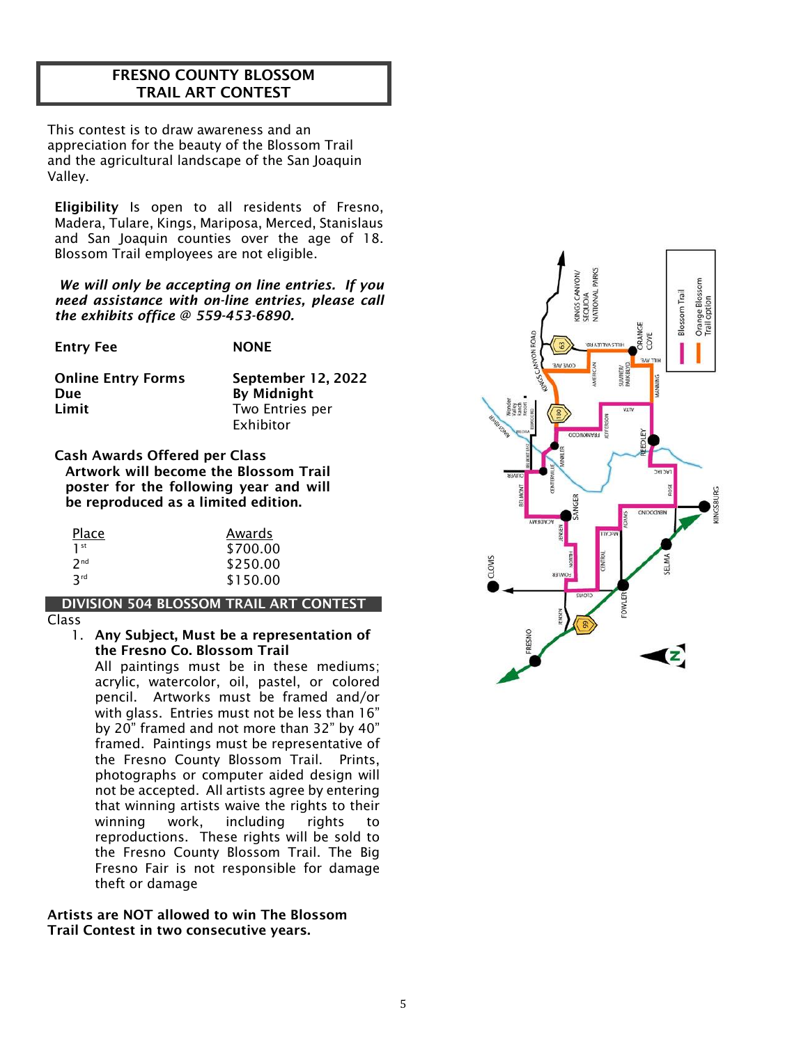## FRESNO COUNTY BLOSSOM TRAIL ART CONTEST

This contest is to draw awareness and an appreciation for the beauty of the Blossom Trail and the agricultural landscape of the San Joaquin Valley.

**Eligibility** Is open to all residents of Fresno, Madera, Tulare, Kings, Mariposa, Merced, Stanislaus and San Joaquin counties over the age of 18. Blossom Trail employees are not eligible.

***We will only be accepting on line entries. If you need assistance with on-line entries, please call the exhibits office @ 559-453-6890.***

| | |
|---|---|
| **Entry Fee** | **NONE** |
| **Online Entry Forms Due** | **September 12, 2022 By Midnight** |
| **Limit** | Two Entries per Exhibitor |

**Cash Awards Offered per Class**
**Artwork will become the Blossom Trail poster for the following year and will be reproduced as a limited edition.**

| Place | Awards |
|---|---|
| 1st | $700.00 |
| 2nd | $250.00 |
| 3rd | $150.00 |

### DIVISION 504 BLOSSOM TRAIL ART CONTEST

Class

1. **Any Subject, Must be a representation of the Fresno Co. Blossom Trail**
   All paintings must be in these mediums; acrylic, watercolor, oil, pastel, or colored pencil. Artworks must be framed and/or with glass. Entries must not be less than 16" by 20" framed and not more than 32" by 40" framed. Paintings must be representative of the Fresno County Blossom Trail. Prints, photographs or computer aided design will not be accepted. All artists agree by entering that winning artists waive the rights to their winning work, including rights to reproductions. These rights will be sold to the Fresno County Blossom Trail. The Big Fresno Fair is not responsible for damage theft or damage

**Artists are NOT allowed to win The Blossom Trail Contest in two consecutive years.**